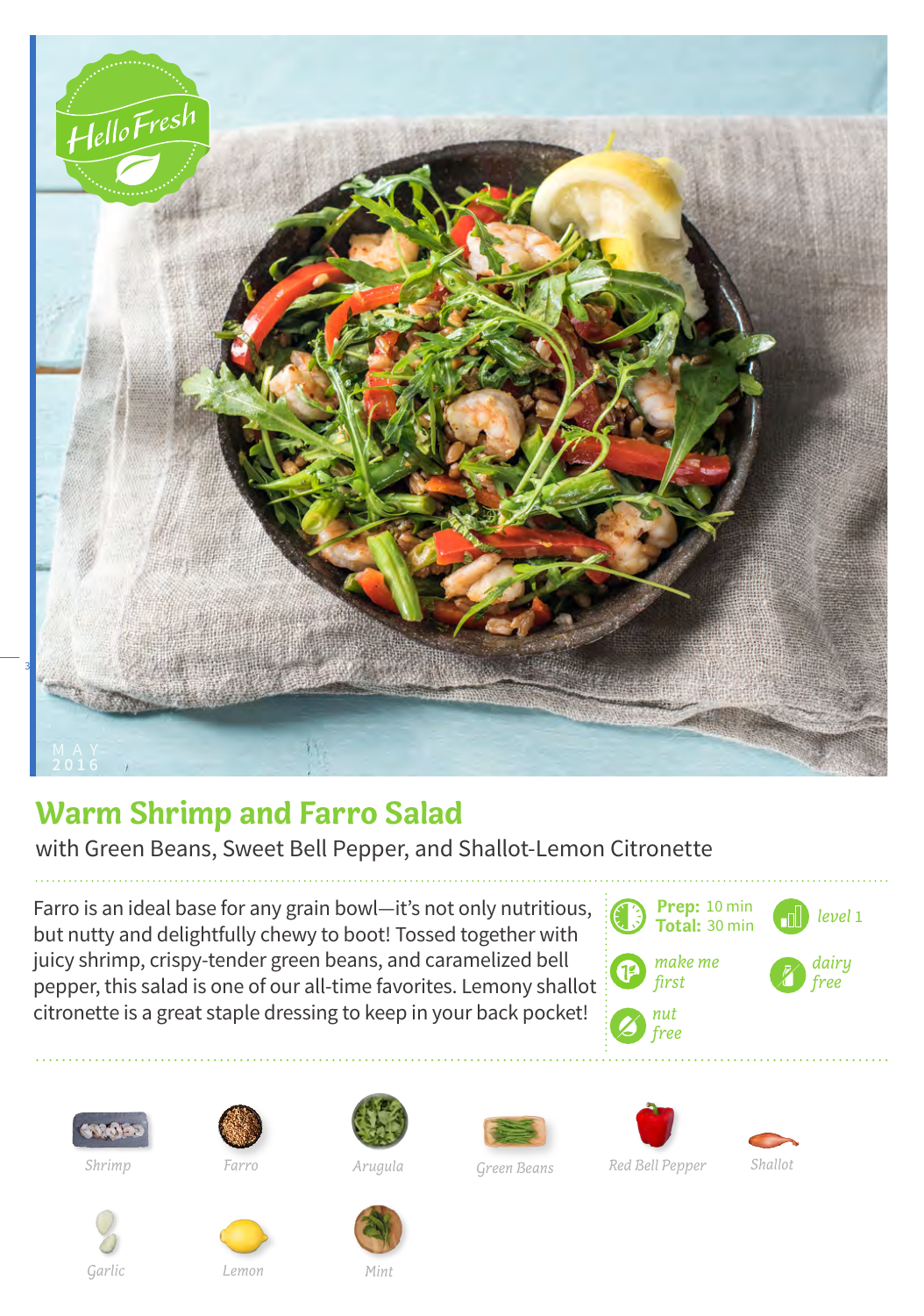# Warm Shrimp and Farro Salad

with Green Beans, Sweet Bell Pepper, and Shallot-Lemon Citronette

Farro is an ideal base for any grain bowl—it's not only nutritious, but nutty and delightfully chewy to boot! Tossed together with juicy shrimp, crispy-tender green beans, and caramelized bell pepper, this salad is one of our all-time favorites. Lemony shallot citronette is a great staple dressing to keep in your back pocket!

**Prep:** 10 min
**Total:** 30 min

level 1

make me first

dairy free

nut free

Shrimp

Farro

Arugula

Green Beans

Red Bell Pepper

Shallot

Garlic

Lemon

Mint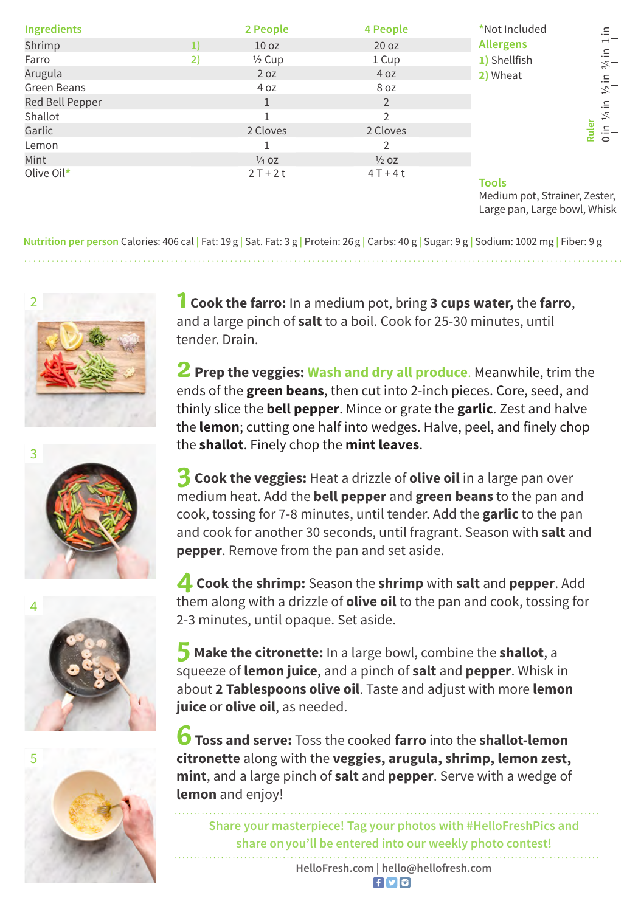| Ingredients | | 2 People | 4 People |
|---|---|---|---|
| Shrimp | 1) | 10 oz | 20 oz |
| Farro | 2) | ½ Cup | 1 Cup |
| Arugula | | 2 oz | 4 oz |
| Green Beans | | 4 oz | 8 oz |
| Red Bell Pepper | | 1 | 2 |
| Shallot | | 1 | 2 |
| Garlic | | 2 Cloves | 2 Cloves |
| Lemon | | 1 | 2 |
| Mint | | ¼ oz | ½ oz |
| Olive Oil* | | 2 T + 2 t | 4 T + 4 t |

*Not Included

**Allergens**

1) Shellfish

2) Wheat

Ruler

0 in ¼ in ½ in ¾ in 1 in

**Tools**

Medium pot, Strainer, Zester, Large pan, Large bowl, Whisk

**Nutrition per person** Calories: 406 cal | Fat: 19 g | Sat. Fat: 3 g | Protein: 26 g | Carbs: 40 g | Sugar: 9 g | Sodium: 1002 mg | Fiber: 9 g

2

3

4

5

**1 Cook the farro:** In a medium pot, bring **3 cups water,** the **farro**, and a large pinch of **salt** to a boil. Cook for 25-30 minutes, until tender. Drain.

**2 Prep the veggies:** **Wash and dry all produce.** Meanwhile, trim the ends of the **green beans**, then cut into 2-inch pieces. Core, seed, and thinly slice the **bell pepper**. Mince or grate the **garlic**. Zest and halve the **lemon**; cutting one half into wedges. Halve, peel, and finely chop the **shallot**. Finely chop the **mint leaves**.

**3 Cook the veggies:** Heat a drizzle of **olive oil** in a large pan over medium heat. Add the **bell pepper** and **green beans** to the pan and cook, tossing for 7-8 minutes, until tender. Add the **garlic** to the pan and cook for another 30 seconds, until fragrant. Season with **salt** and **pepper**. Remove from the pan and set aside.

**4 Cook the shrimp:** Season the **shrimp** with **salt** and **pepper**. Add them along with a drizzle of **olive oil** to the pan and cook, tossing for 2-3 minutes, until opaque. Set aside.

**5 Make the citronette:** In a large bowl, combine the **shallot**, a squeeze of **lemon juice**, and a pinch of **salt** and **pepper**. Whisk in about **2 Tablespoons olive oil**. Taste and adjust with more **lemon juice** or **olive oil**, as needed.

**6 Toss and serve:** Toss the cooked **farro** into the **shallot-lemon citronette** along with the **veggies, arugula, shrimp, lemon zest, mint**, and a large pinch of **salt** and **pepper**. Serve with a wedge of **lemon** and enjoy!

Share your masterpiece! Tag your photos with #HelloFreshPics and share on you'll be entered into our weekly photo contest!

HelloFresh.com | hello@hellofresh.com